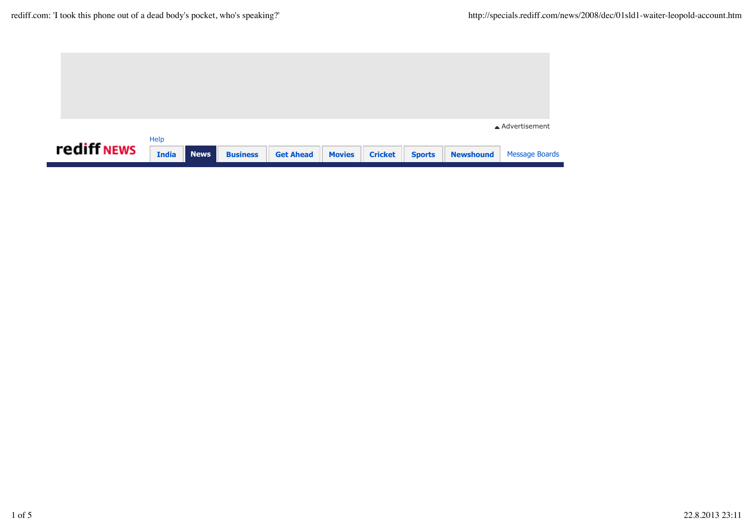Advertisement

rediff NEWS

Help

India | News | Business | Get Ahead | Movies | Cricket | Sports | Newshound | Message Boards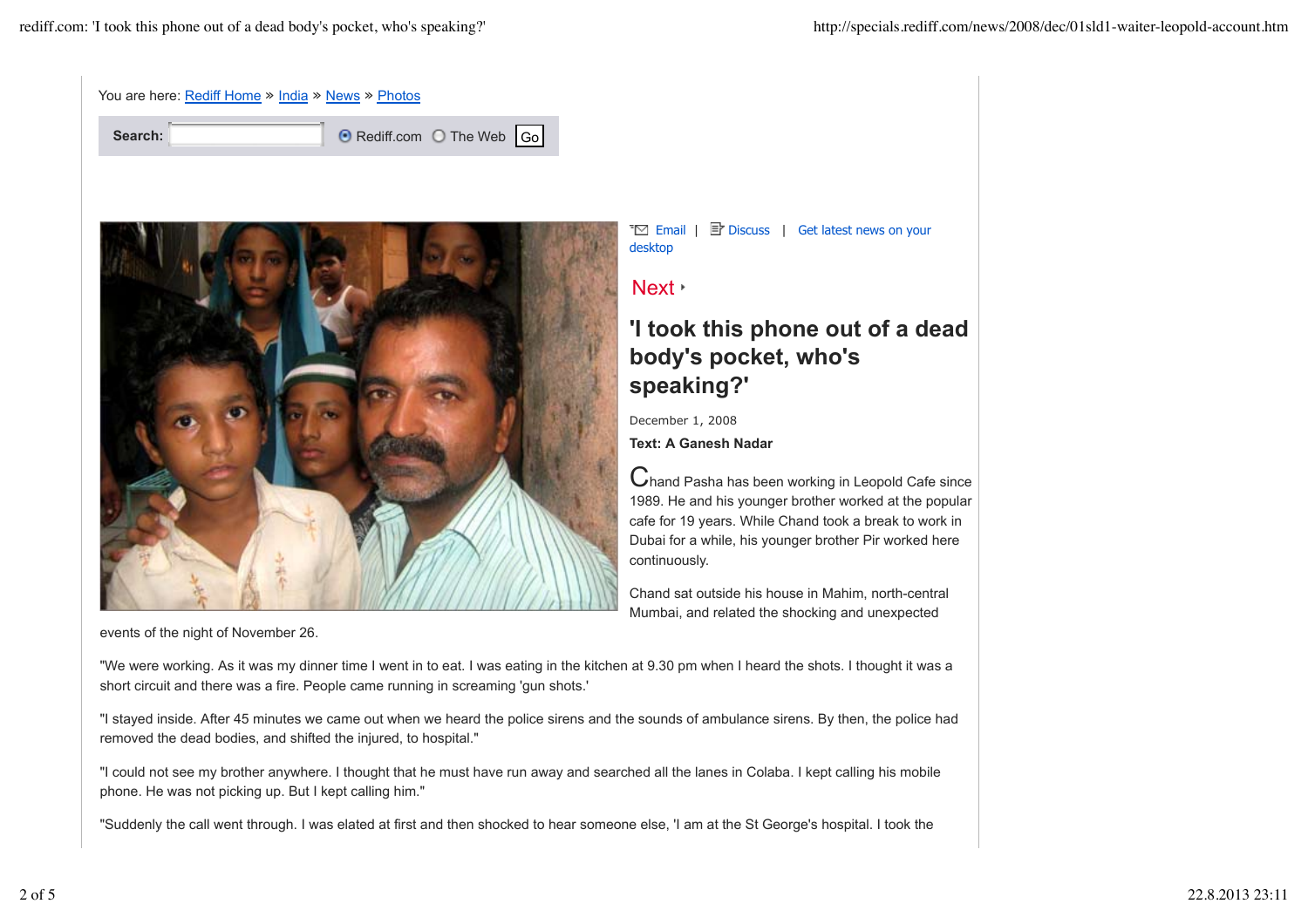You are here: Rediff Home » India » News » Photos

Search: Rediff.com The Web Go

Email | Discuss | Get latest news on your desktop

Next

# 'I took this phone out of a dead body's pocket, who's speaking?'

December 1, 2008

**Text: A Ganesh Nadar**

Chand Pasha has been working in Leopold Cafe since 1989. He and his younger brother worked at the popular cafe for 19 years. While Chand took a break to work in Dubai for a while, his younger brother Pir worked here continuously.

Chand sat outside his house in Mahim, north-central Mumbai, and related the shocking and unexpected events of the night of November 26.

"We were working. As it was my dinner time I went in to eat. I was eating in the kitchen at 9.30 pm when I heard the shots. I thought it was a short circuit and there was a fire. People came running in screaming 'gun shots.'

"I stayed inside. After 45 minutes we came out when we heard the police sirens and the sounds of ambulance sirens. By then, the police had removed the dead bodies, and shifted the injured, to hospital."

"I could not see my brother anywhere. I thought that he must have run away and searched all the lanes in Colaba. I kept calling his mobile phone. He was not picking up. But I kept calling him."

"Suddenly the call went through. I was elated at first and then shocked to hear someone else, 'I am at the St George's hospital. I took the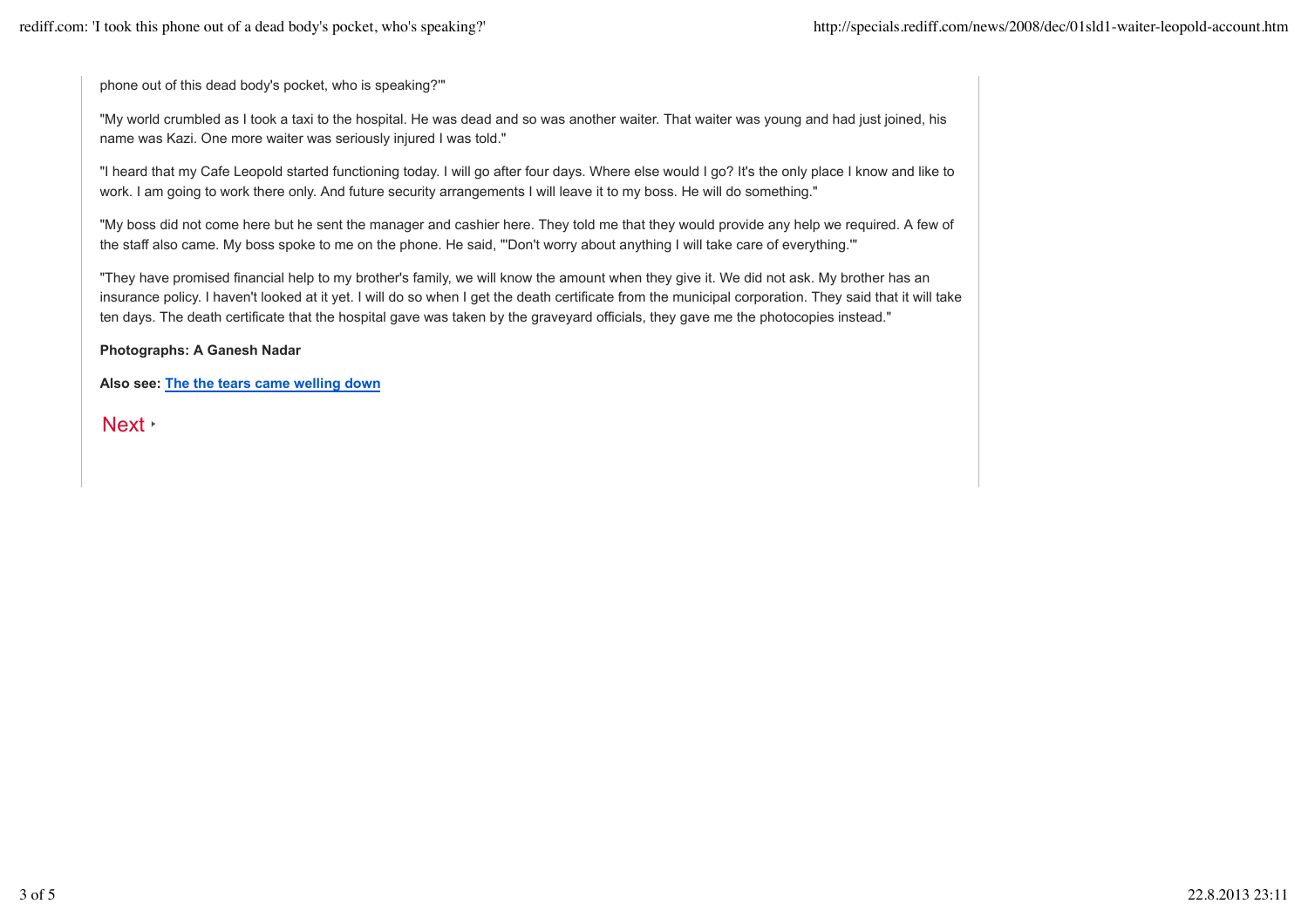phone out of this dead body's pocket, who is speaking?'"

"My world crumbled as I took a taxi to the hospital. He was dead and so was another waiter. That waiter was young and had just joined, his name was Kazi. One more waiter was seriously injured I was told."

"I heard that my Cafe Leopold started functioning today. I will go after four days. Where else would I go? It's the only place I know and like to work. I am going to work there only. And future security arrangements I will leave it to my boss. He will do something."

"My boss did not come here but he sent the manager and cashier here. They told me that they would provide any help we required. A few of the staff also came. My boss spoke to me on the phone. He said, '"Don't worry about anything I will take care of everything.'"

"They have promised financial help to my brother's family, we will know the amount when they give it. We did not ask. My brother has an insurance policy. I haven't looked at it yet. I will do so when I get the death certificate from the municipal corporation. They said that it will take ten days. The death certificate that the hospital gave was taken by the graveyard officials, they gave me the photocopies instead."

**Photographs: A Ganesh Nadar**

**Also see: The the tears came welling down**

Next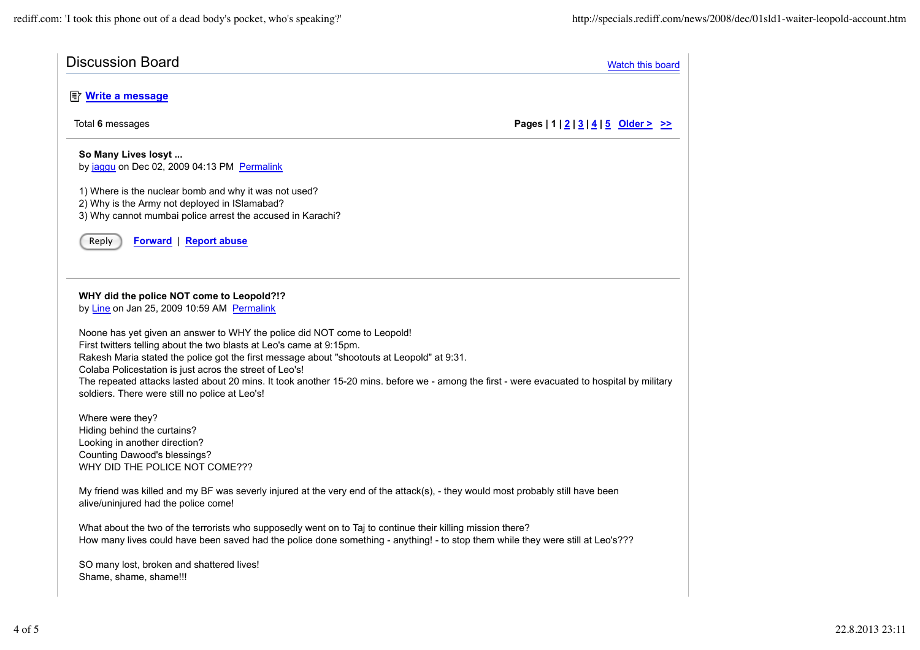## Discussion Board

Watch this board

**Write a message**

Total **6** messages

**Pages | 1 | 2 | 3 | 4 | 5 Older > >>**

---

**So Many Lives losyt ...**
by jaggu on Dec 02, 2009 04:13 PM Permalink

1) Where is the nuclear bomb and why it was not used?
2) Why is the Army not deployed in ISlamabad?
3) Why cannot mumbai police arrest the accused in Karachi?

Reply | Forward | Report abuse

---

**WHY did the police NOT come to Leopold?!?**
by Line on Jan 25, 2009 10:59 AM Permalink

Noone has yet given an answer to WHY the police did NOT come to Leopold!
First twitters telling about the two blasts at Leo's came at 9:15pm.
Rakesh Maria stated the police got the first message about "shootouts at Leopold" at 9:31.
Colaba Policestation is just acros the street of Leo's!
The repeated attacks lasted about 20 mins. It took another 15-20 mins. before we - among the first - were evacuated to hospital by military soldiers. There were still no police at Leo's!

Where were they?
Hiding behind the curtains?
Looking in another direction?
Counting Dawood's blessings?
WHY DID THE POLICE NOT COME???

My friend was killed and my BF was severly injured at the very end of the attack(s), - they would most probably still have been alive/uninjured had the police come!

What about the two of the terrorists who supposedly went on to Taj to continue their killing mission there?
How many lives could have been saved had the police done something - anything! - to stop them while they were still at Leo's???

SO many lost, broken and shattered lives!
Shame, shame, shame!!!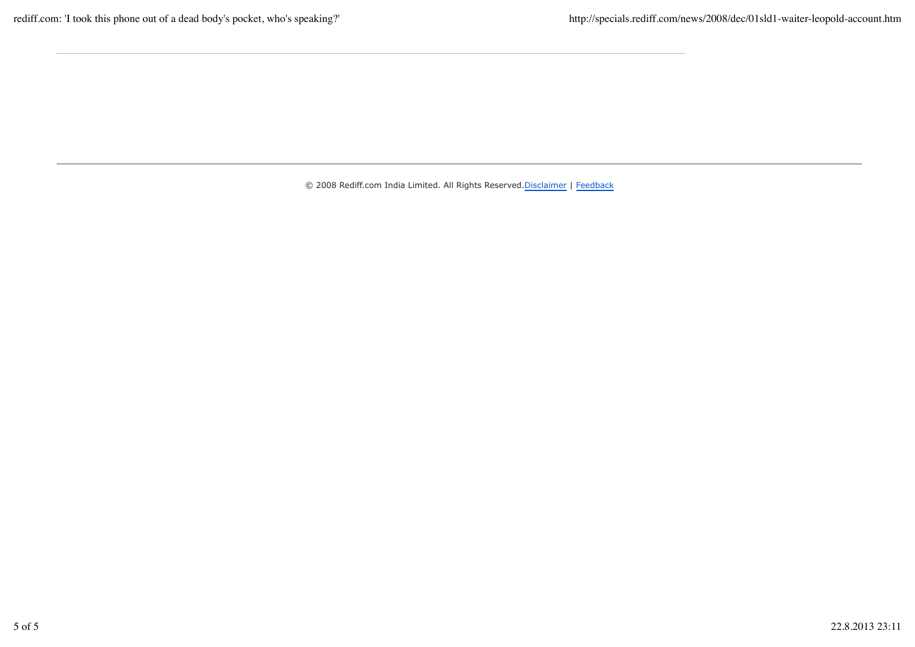---

---

© 2008 Rediff.com India Limited. All Rights Reserved.Disclaimer | Feedback